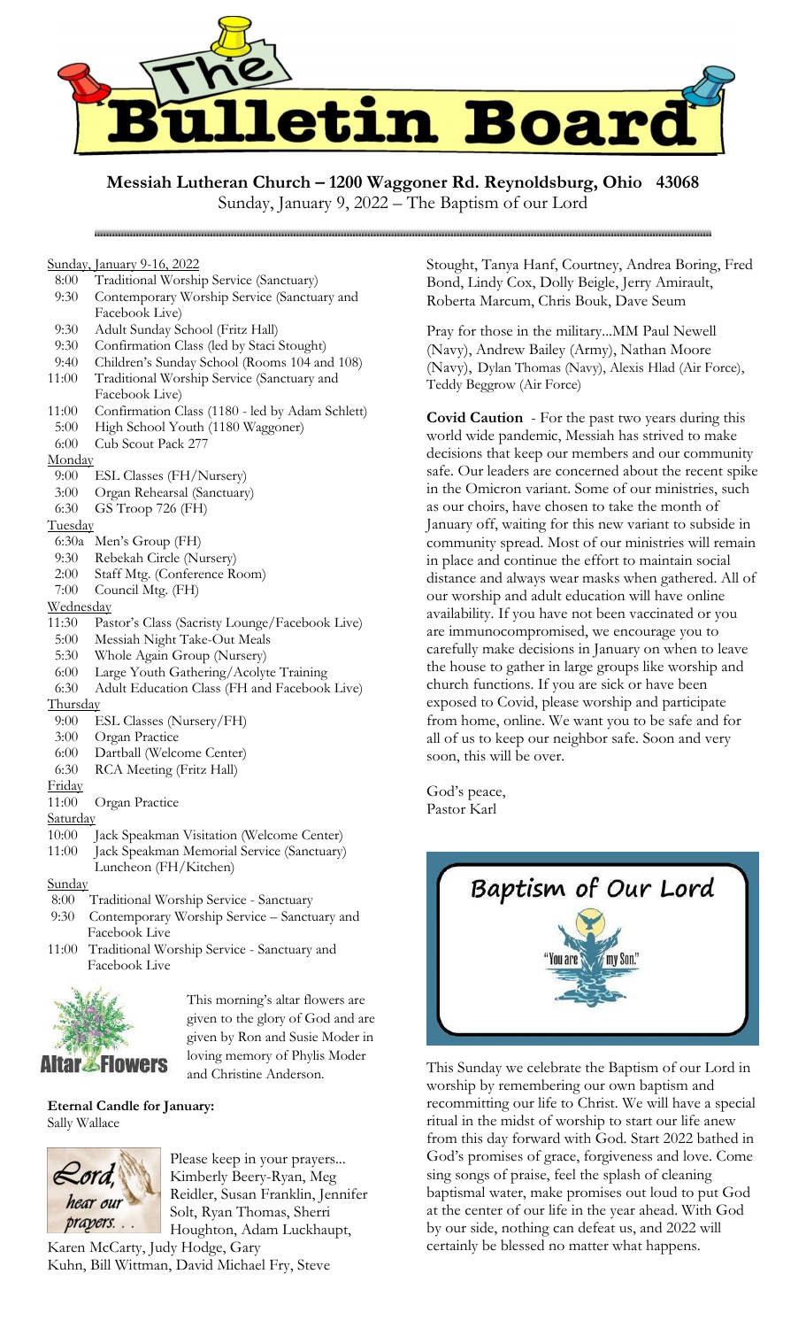# The Bulletin Board

**Messiah Lutheran Church – 1200 Waggoner Rd. Reynoldsburg, Ohio 43068**

Sunday, January 9, 2022 – The Baptism of our Lord

Sunday, January 9-16, 2022

- 8:00 Traditional Worship Service (Sanctuary)
- 9:30 Contemporary Worship Service (Sanctuary and Facebook Live)
- 9:30 Adult Sunday School (Fritz Hall)
- 9:30 Confirmation Class (led by Staci Stought)
- 9:40 Children's Sunday School (Rooms 104 and 108)
- 11:00 Traditional Worship Service (Sanctuary and Facebook Live)
- 11:00 Confirmation Class (1180 - led by Adam Schlett)
- 5:00 High School Youth (1180 Waggoner)
- 6:00 Cub Scout Pack 277

Monday

- 9:00 ESL Classes (FH/Nursery)
- 3:00 Organ Rehearsal (Sanctuary)
- 6:30 GS Troop 726 (FH)

Tuesday

- 6:30a Men's Group (FH)
- 9:30 Rebekah Circle (Nursery)
- 2:00 Staff Mtg. (Conference Room)
- 7:00 Council Mtg. (FH)

Wednesday

- 11:30 Pastor's Class (Sacristy Lounge/Facebook Live)
- 5:00 Messiah Night Take-Out Meals
- 5:30 Whole Again Group (Nursery)
- 6:00 Large Youth Gathering/Acolyte Training
- 6:30 Adult Education Class (FH and Facebook Live)

Thursday

- 9:00 ESL Classes (Nursery/FH)
- 3:00 Organ Practice
- 6:00 Dartball (Welcome Center)
- 6:30 RCA Meeting (Fritz Hall)

Friday

- 11:00 Organ Practice

Saturday

- 10:00 Jack Speakman Visitation (Welcome Center)
- 11:00 Jack Speakman Memorial Service (Sanctuary) Luncheon (FH/Kitchen)

Sunday

- 8:00 Traditional Worship Service - Sanctuary
- 9:30 Contemporary Worship Service – Sanctuary and Facebook Live
- 11:00 Traditional Worship Service - Sanctuary and Facebook Live

**Altar Flowers**

This morning's altar flowers are given to the glory of God and are given by Ron and Susie Moder in loving memory of Phylis Moder and Christine Anderson.

**Eternal Candle for January:**
Sally Wallace

*Lord, hear our prayers. . .*

Please keep in your prayers... Kimberly Beery-Ryan, Meg Reidler, Susan Franklin, Jennifer Solt, Ryan Thomas, Sherri Houghton, Adam Luckhaupt, Karen McCarty, Judy Hodge, Gary Kuhn, Bill Wittman, David Michael Fry, Steve Stought, Tanya Hanf, Courtney, Andrea Boring, Fred Bond, Lindy Cox, Dolly Beigle, Jerry Amirault, Roberta Marcum, Chris Bouk, Dave Seum

Pray for those in the military...MM Paul Newell (Navy), Andrew Bailey (Army), Nathan Moore (Navy), Dylan Thomas (Navy), Alexis Hlad (Air Force), Teddy Beggrow (Air Force)

**Covid Caution** - For the past two years during this world wide pandemic, Messiah has strived to make decisions that keep our members and our community safe. Our leaders are concerned about the recent spike in the Omicron variant. Some of our ministries, such as our choirs, have chosen to take the month of January off, waiting for this new variant to subside in community spread. Most of our ministries will remain in place and continue the effort to maintain social distance and always wear masks when gathered. All of our worship and adult education will have online availability. If you have not been vaccinated or you are immunocompromised, we encourage you to carefully make decisions in January on when to leave the house to gather in large groups like worship and church functions. If you are sick or have been exposed to Covid, please worship and participate from home, online. We want you to be safe and for all of us to keep our neighbor safe. Soon and very soon, this will be over.

God's peace,
Pastor Karl

**Baptism of Our Lord**

"You are my Son."

This Sunday we celebrate the Baptism of our Lord in worship by remembering our own baptism and recommitting our life to Christ. We will have a special ritual in the midst of worship to start our life anew from this day forward with God. Start 2022 bathed in God's promises of grace, forgiveness and love. Come sing songs of praise, feel the splash of cleaning baptismal water, make promises out loud to put God at the center of our life in the year ahead. With God by our side, nothing can defeat us, and 2022 will certainly be blessed no matter what happens.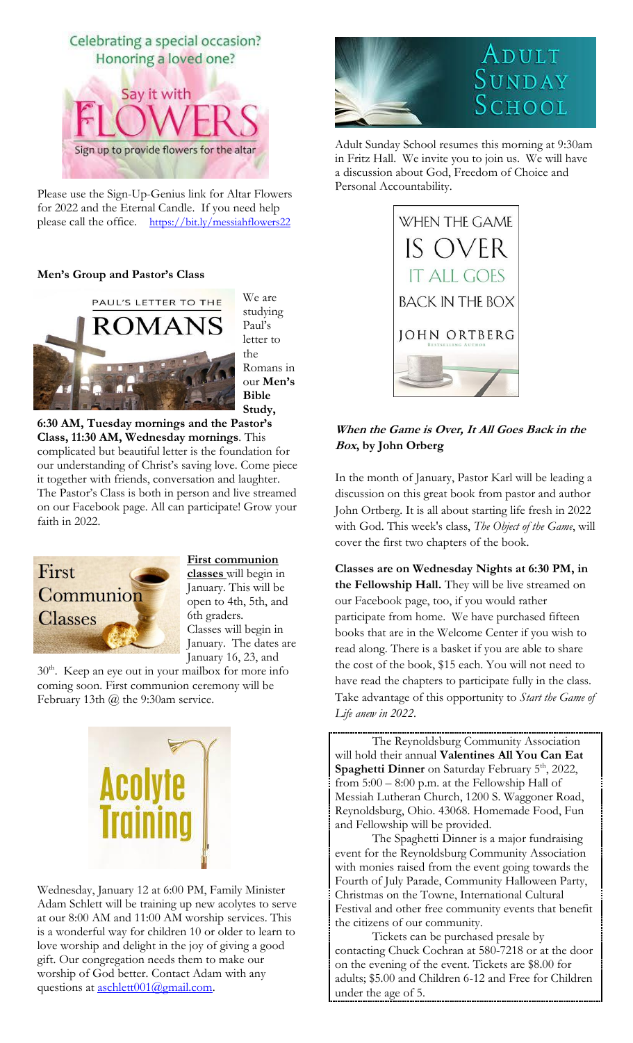Celebrating a special occasion? Honoring a loved one?

Say it with FLOWERS

Sign up to provide flowers for the altar

Please use the Sign-Up-Genius link for Altar Flowers for 2022 and the Eternal Candle. If you need help please call the office. https://bit.ly/messiahflowers22

**Men's Group and Pastor's Class**

PAUL'S LETTER TO THE ROMANS

We are studying Paul's letter to the Romans in our **Men's Bible Study, 6:30 AM, Tuesday mornings and the Pastor's Class, 11:30 AM, Wednesday mornings**. This complicated but beautiful letter is the foundation for our understanding of Christ's saving love. Come piece it together with friends, conversation and laughter. The Pastor's Class is both in person and live streamed on our Facebook page. All can participate! Grow your faith in 2022.

First Communion Classes

**First communion classes** will begin in January. This will be open to 4th, 5th, and 6th graders. Classes will begin in January. The dates are January 16, 23, and 30th. Keep an eye out in your mailbox for more info coming soon. First communion ceremony will be February 13th @ the 9:30am service.

Acolyte Training

Wednesday, January 12 at 6:00 PM, Family Minister Adam Schlett will be training up new acolytes to serve at our 8:00 AM and 11:00 AM worship services. This is a wonderful way for children 10 or older to learn to love worship and delight in the joy of giving a good gift. Our congregation needs them to make our worship of God better. Contact Adam with any questions at aschlett001@gmail.com.

ADULT SUNDAY SCHOOL

Adult Sunday School resumes this morning at 9:30am in Fritz Hall. We invite you to join us. We will have a discussion about God, Freedom of Choice and Personal Accountability.

WHEN THE GAME IS OVER IT ALL GOES BACK IN THE BOX

JOHN ORTBERG

BESTSELLING AUTHOR

***When the Game is Over, It All Goes Back in the Box*, by John Orberg**

In the month of January, Pastor Karl will be leading a discussion on this great book from pastor and author John Ortberg. It is all about starting life fresh in 2022 with God. This week's class, *The Object of the Game*, will cover the first two chapters of the book.

**Classes are on Wednesday Nights at 6:30 PM, in the Fellowship Hall.** They will be live streamed on our Facebook page, too, if you would rather participate from home. We have purchased fifteen books that are in the Welcome Center if you wish to read along. There is a basket if you are able to share the cost of the book, $15 each. You will not need to have read the chapters to participate fully in the class. Take advantage of this opportunity to *Start the Game of Life anew in 2022*.

The Reynoldsburg Community Association will hold their annual **Valentines All You Can Eat Spaghetti Dinner** on Saturday February 5th, 2022, from 5:00 – 8:00 p.m. at the Fellowship Hall of Messiah Lutheran Church, 1200 S. Waggoner Road, Reynoldsburg, Ohio. 43068. Homemade Food, Fun and Fellowship will be provided.

The Spaghetti Dinner is a major fundraising event for the Reynoldsburg Community Association with monies raised from the event going towards the Fourth of July Parade, Community Halloween Party, Christmas on the Towne, International Cultural Festival and other free community events that benefit the citizens of our community.

Tickets can be purchased presale by contacting Chuck Cochran at 580-7218 or at the door on the evening of the event. Tickets are $8.00 for adults; $5.00 and Children 6-12 and Free for Children under the age of 5.